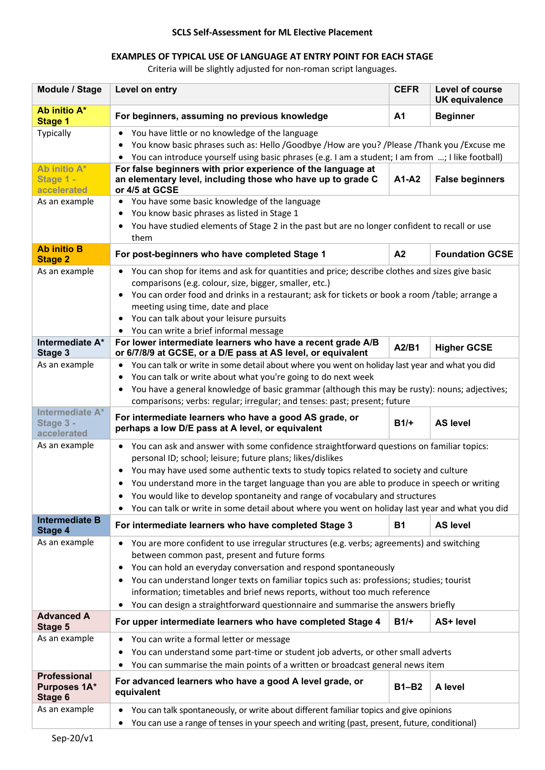## SCLS Self-Assessment for ML Elective Placement

### EXAMPLES OF TYPICAL USE OF LANGUAGE AT ENTRY POINT FOR EACH STAGE

Criteria will be slightly adjusted for non-roman script languages.

| Module / Stage | Level on entry | CEFR | Level of course UK equivalence |
|---|---|---|---|
| **Ab initio A* Stage 1** | **For beginners, assuming no previous knowledge** | **A1** | **Beginner** |
| Typically | • You have little or no knowledge of the language<br>• You know basic phrases such as: Hello /Goodbye /How are you? /Please /Thank you /Excuse me<br>• You can introduce yourself using basic phrases (e.g. I am a student; I am from …; I like football) | | |
| **Ab initio A* Stage 1 - accelerated** | **For false beginners with prior experience of the language at an elementary level, including those who have up to grade C or 4/5 at GCSE** | **A1-A2** | **False beginners** |
| As an example | • You have some basic knowledge of the language<br>• You know basic phrases as listed in Stage 1<br>• You have studied elements of Stage 2 in the past but are no longer confident to recall or use them | | |
| **Ab initio B Stage 2** | **For post-beginners who have completed Stage 1** | **A2** | **Foundation GCSE** |
| As an example | • You can shop for items and ask for quantities and price; describe clothes and sizes give basic comparisons (e.g. colour, size, bigger, smaller, etc.)<br>• You can order food and drinks in a restaurant; ask for tickets or book a room /table; arrange a meeting using time, date and place<br>• You can talk about your leisure pursuits<br>• You can write a brief informal message | | |
| **Intermediate A* Stage 3** | **For lower intermediate learners who have a recent grade A/B or 6/7/8/9 at GCSE, or a D/E pass at AS level, or equivalent** | **A2/B1** | **Higher GCSE** |
| As an example | • You can talk or write in some detail about where you went on holiday last year and what you did<br>• You can talk or write about what you're going to do next week<br>• You have a general knowledge of basic grammar (although this may be rusty): nouns; adjectives; comparisons; verbs: regular; irregular; and tenses: past; present; future | | |
| **Intermediate A* Stage 3 - accelerated** | **For intermediate learners who have a good AS grade, or perhaps a low D/E pass at A level, or equivalent** | **B1/+** | **AS level** |
| As an example | • You can ask and answer with some confidence straightforward questions on familiar topics: personal ID; school; leisure; future plans; likes/dislikes<br>• You may have used some authentic texts to study topics related to society and culture<br>• You understand more in the target language than you are able to produce in speech or writing<br>• You would like to develop spontaneity and range of vocabulary and structures<br>• You can talk or write in some detail about where you went on holiday last year and what you did | | |
| **Intermediate B Stage 4** | **For intermediate learners who have completed Stage 3** | **B1** | **AS level** |
| As an example | • You are more confident to use irregular structures (e.g. verbs; agreements) and switching between common past, present and future forms<br>• You can hold an everyday conversation and respond spontaneously<br>• You can understand longer texts on familiar topics such as: professions; studies; tourist information; timetables and brief news reports, without too much reference<br>• You can design a straightforward questionnaire and summarise the answers briefly | | |
| **Advanced A Stage 5** | **For upper intermediate learners who have completed Stage 4** | **B1/+** | **AS+ level** |
| As an example | • You can write a formal letter or message<br>• You can understand some part-time or student job adverts, or other small adverts<br>• You can summarise the main points of a written or broadcast general news item | | |
| **Professional Purposes 1A* Stage 6** | **For advanced learners who have a good A level grade, or equivalent** | **B1–B2** | **A level** |
| As an example | • You can talk spontaneously, or write about different familiar topics and give opinions<br>• You can use a range of tenses in your speech and writing (past, present, future, conditional) | | |

Sep-20/v1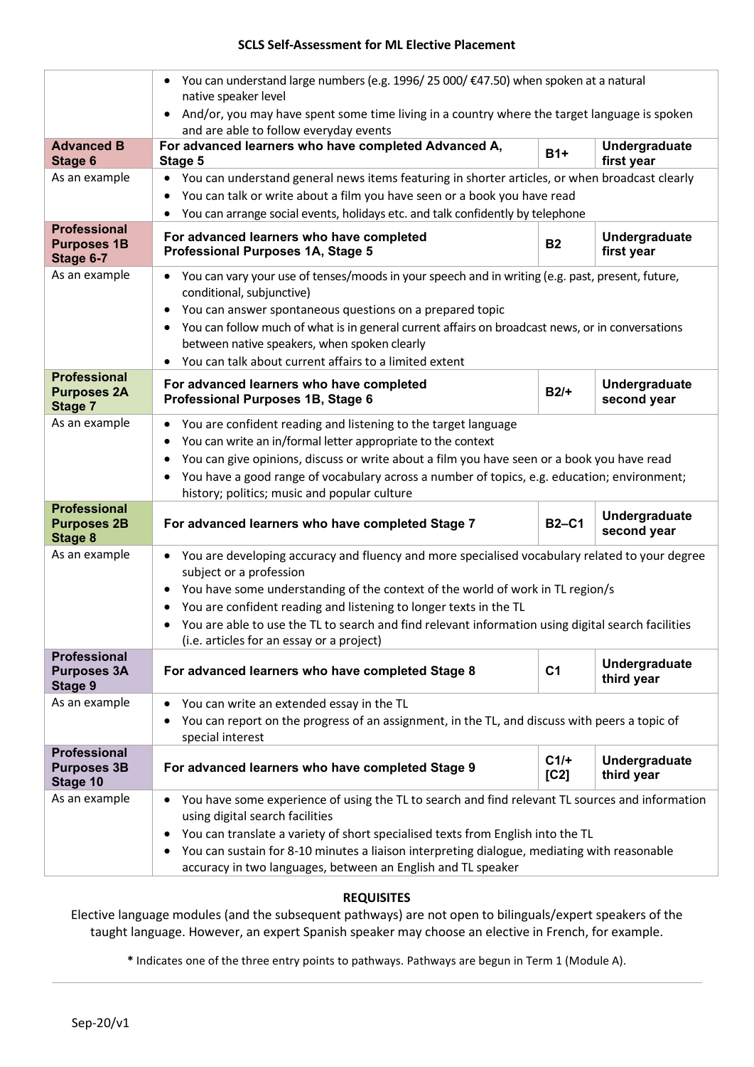## SCLS Self-Assessment for ML Elective Placement

| | | | |
|---|---|---|---|
| | • You can understand large numbers (e.g. 1996/ 25 000/ €47.50) when spoken at a natural native speaker level<br>• And/or, you may have spent some time living in a country where the target language is spoken and are able to follow everyday events | | |
| **Advanced B Stage 6** | **For advanced learners who have completed Advanced A, Stage 5** | **B1+** | **Undergraduate first year** |
| As an example | • You can understand general news items featuring in shorter articles, or when broadcast clearly<br>• You can talk or write about a film you have seen or a book you have read<br>• You can arrange social events, holidays etc. and talk confidently by telephone | | |
| **Professional Purposes 1B Stage 6-7** | **For advanced learners who have completed Professional Purposes 1A, Stage 5** | **B2** | **Undergraduate first year** |
| As an example | • You can vary your use of tenses/moods in your speech and in writing (e.g. past, present, future, conditional, subjunctive)<br>• You can answer spontaneous questions on a prepared topic<br>• You can follow much of what is in general current affairs on broadcast news, or in conversations between native speakers, when spoken clearly<br>• You can talk about current affairs to a limited extent | | |
| **Professional Purposes 2A Stage 7** | **For advanced learners who have completed Professional Purposes 1B, Stage 6** | **B2/+** | **Undergraduate second year** |
| As an example | • You are confident reading and listening to the target language<br>• You can write an in/formal letter appropriate to the context<br>• You can give opinions, discuss or write about a film you have seen or a book you have read<br>• You have a good range of vocabulary across a number of topics, e.g. education; environment; history; politics; music and popular culture | | |
| **Professional Purposes 2B Stage 8** | **For advanced learners who have completed Stage 7** | **B2–C1** | **Undergraduate second year** |
| As an example | • You are developing accuracy and fluency and more specialised vocabulary related to your degree subject or a profession<br>• You have some understanding of the context of the world of work in TL region/s<br>• You are confident reading and listening to longer texts in the TL<br>• You are able to use the TL to search and find relevant information using digital search facilities (i.e. articles for an essay or a project) | | |
| **Professional Purposes 3A Stage 9** | **For advanced learners who have completed Stage 8** | **C1** | **Undergraduate third year** |
| As an example | • You can write an extended essay in the TL<br>• You can report on the progress of an assignment, in the TL, and discuss with peers a topic of special interest | | |
| **Professional Purposes 3B Stage 10** | **For advanced learners who have completed Stage 9** | **C1/+ [C2]** | **Undergraduate third year** |
| As an example | • You have some experience of using the TL to search and find relevant TL sources and information using digital search facilities<br>• You can translate a variety of short specialised texts from English into the TL<br>• You can sustain for 8-10 minutes a liaison interpreting dialogue, mediating with reasonable accuracy in two languages, between an English and TL speaker | | |

### REQUISITES

Elective language modules (and the subsequent pathways) are not open to bilinguals/expert speakers of the taught language. However, an expert Spanish speaker may choose an elective in French, for example.

**\*** Indicates one of the three entry points to pathways. Pathways are begun in Term 1 (Module A).

Sep-20/v1